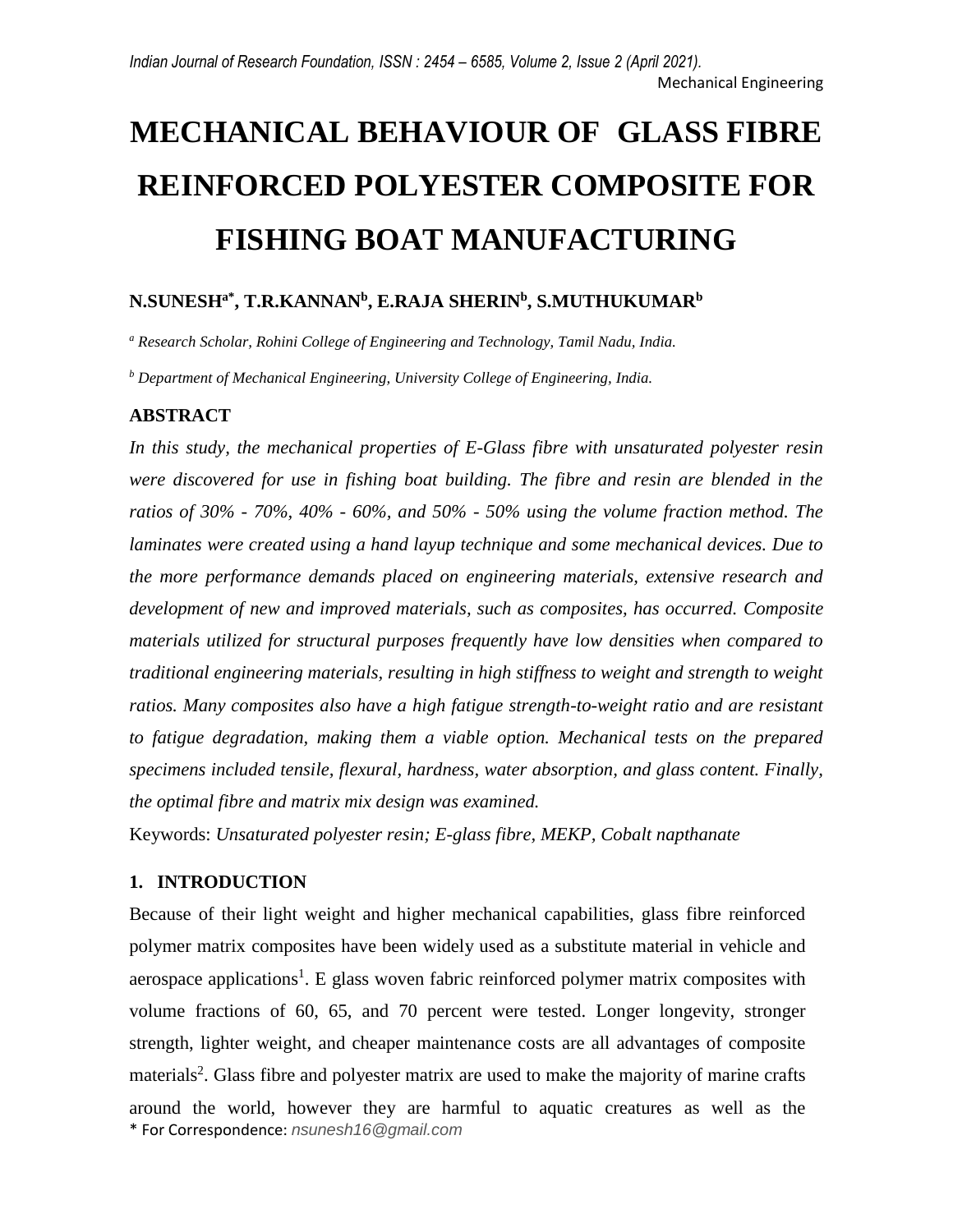# MECHANICAL BEHAVIOUR OF GLASS FIBRE REINFORCED POLYESTER COMPOSITE FOR FISHING BOAT MANUFACTURING

**N.SUNESH[a*], T.R.KANNAN[b], E.RAJA SHERIN[b], S.MUTHUKUMAR[b]**

[a] *Research Scholar, Rohini College of Engineering and Technology, Tamil Nadu, India.*

[b] *Department of Mechanical Engineering, University College of Engineering, India.*

## ABSTRACT

*In this study, the mechanical properties of E-Glass fibre with unsaturated polyester resin were discovered for use in fishing boat building. The fibre and resin are blended in the ratios of 30% - 70%, 40% - 60%, and 50% - 50% using the volume fraction method. The laminates were created using a hand layup technique and some mechanical devices. Due to the more performance demands placed on engineering materials, extensive research and development of new and improved materials, such as composites, has occurred. Composite materials utilized for structural purposes frequently have low densities when compared to traditional engineering materials, resulting in high stiffness to weight and strength to weight ratios. Many composites also have a high fatigue strength-to-weight ratio and are resistant to fatigue degradation, making them a viable option. Mechanical tests on the prepared specimens included tensile, flexural, hardness, water absorption, and glass content. Finally, the optimal fibre and matrix mix design was examined.*

Keywords: *Unsaturated polyester resin; E-glass fibre, MEKP, Cobalt napthanate*

## 1. INTRODUCTION

Because of their light weight and higher mechanical capabilities, glass fibre reinforced polymer matrix composites have been widely used as a substitute material in vehicle and aerospace applications[1]. E glass woven fabric reinforced polymer matrix composites with volume fractions of 60, 65, and 70 percent were tested. Longer longevity, stronger strength, lighter weight, and cheaper maintenance costs are all advantages of composite materials[2]. Glass fibre and polyester matrix are used to make the majority of marine crafts around the world, however they are harmful to aquatic creatures as well as the

\* For Correspondence: *nsunesh16@gmail.com*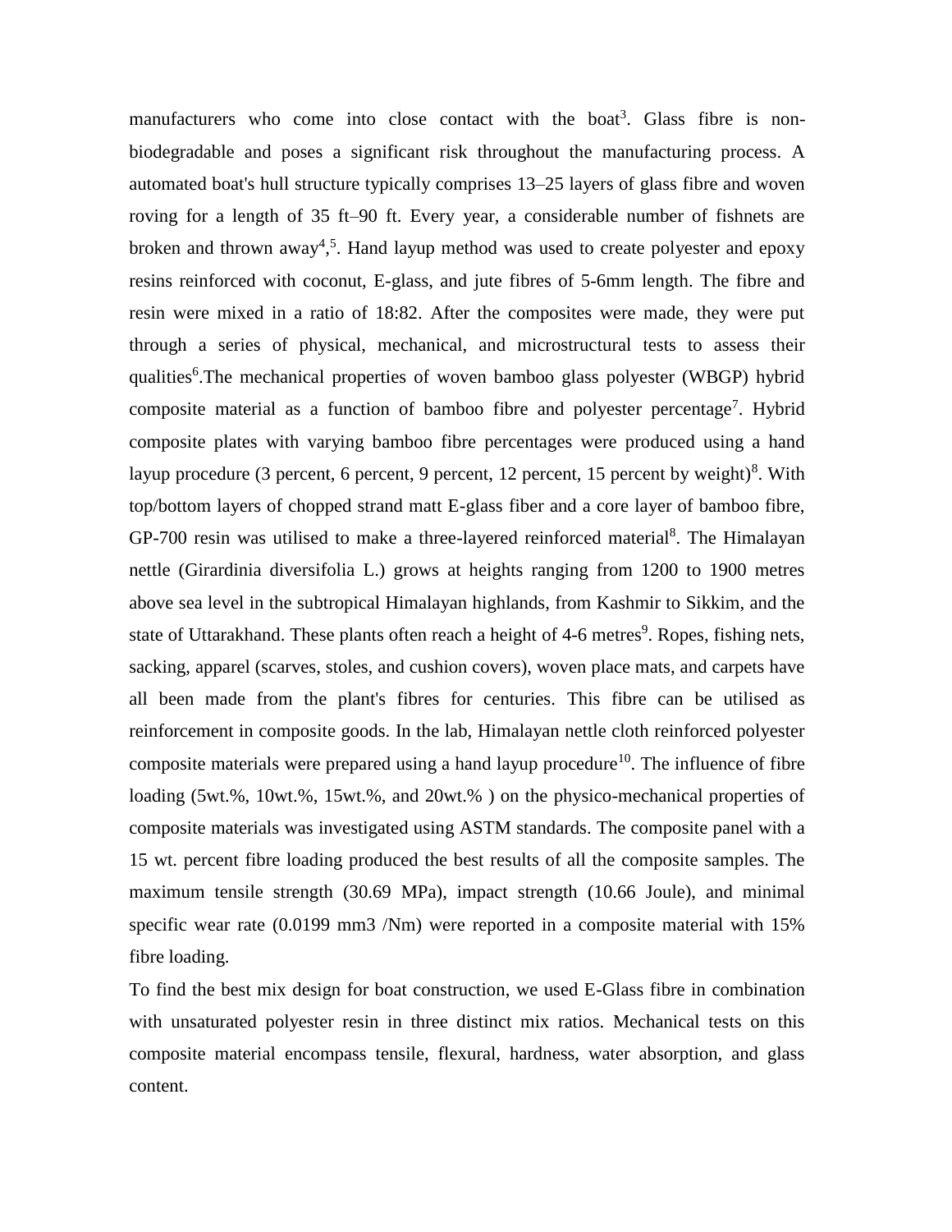manufacturers who come into close contact with the boat[3]. Glass fibre is non-biodegradable and poses a significant risk throughout the manufacturing process. A automated boat's hull structure typically comprises 13–25 layers of glass fibre and woven roving for a length of 35 ft–90 ft. Every year, a considerable number of fishnets are broken and thrown away[4,5]. Hand layup method was used to create polyester and epoxy resins reinforced with coconut, E-glass, and jute fibres of 5-6mm length. The fibre and resin were mixed in a ratio of 18:82. After the composites were made, they were put through a series of physical, mechanical, and microstructural tests to assess their qualities[6].The mechanical properties of woven bamboo glass polyester (WBGP) hybrid composite material as a function of bamboo fibre and polyester percentage[7]. Hybrid composite plates with varying bamboo fibre percentages were produced using a hand layup procedure (3 percent, 6 percent, 9 percent, 12 percent, 15 percent by weight)[8]. With top/bottom layers of chopped strand matt E-glass fiber and a core layer of bamboo fibre, GP-700 resin was utilised to make a three-layered reinforced material[8]. The Himalayan nettle (Girardinia diversifolia L.) grows at heights ranging from 1200 to 1900 metres above sea level in the subtropical Himalayan highlands, from Kashmir to Sikkim, and the state of Uttarakhand. These plants often reach a height of 4-6 metres[9]. Ropes, fishing nets, sacking, apparel (scarves, stoles, and cushion covers), woven place mats, and carpets have all been made from the plant's fibres for centuries. This fibre can be utilised as reinforcement in composite goods. In the lab, Himalayan nettle cloth reinforced polyester composite materials were prepared using a hand layup procedure[10]. The influence of fibre loading (5wt.%, 10wt.%, 15wt.%, and 20wt.% ) on the physico-mechanical properties of composite materials was investigated using ASTM standards. The composite panel with a 15 wt. percent fibre loading produced the best results of all the composite samples. The maximum tensile strength (30.69 MPa), impact strength (10.66 Joule), and minimal specific wear rate (0.0199 mm3 /Nm) were reported in a composite material with 15% fibre loading.

To find the best mix design for boat construction, we used E-Glass fibre in combination with unsaturated polyester resin in three distinct mix ratios. Mechanical tests on this composite material encompass tensile, flexural, hardness, water absorption, and glass content.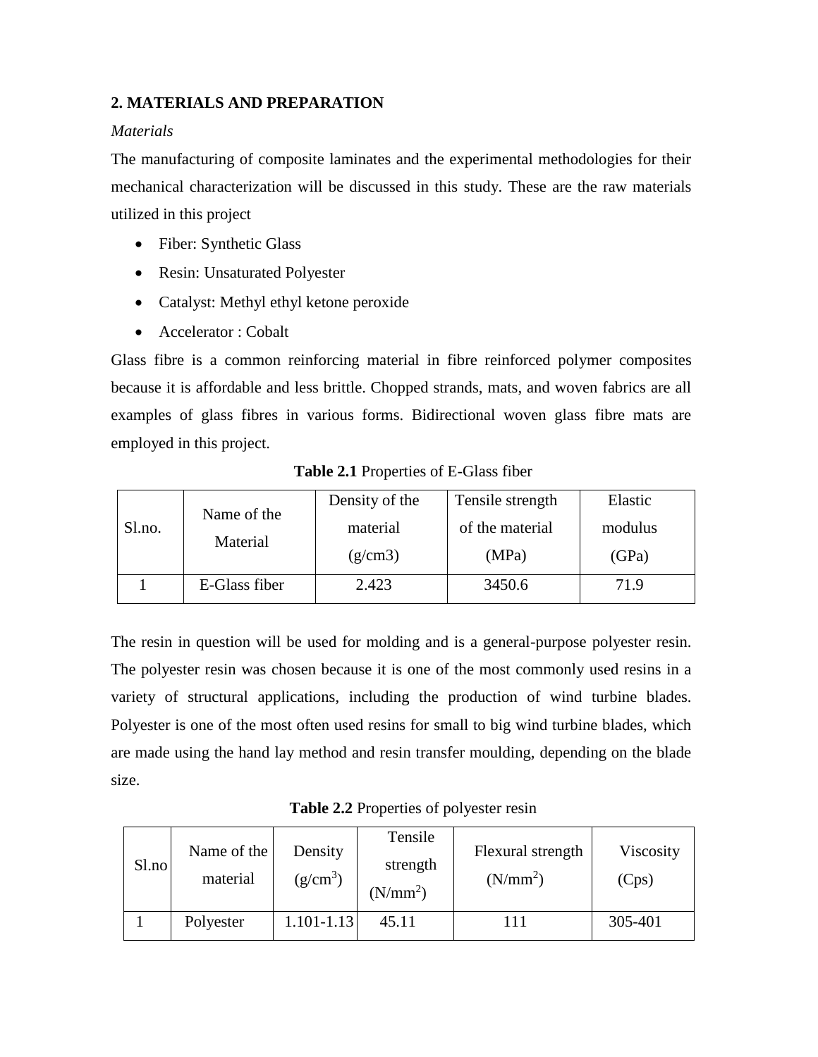## 2. MATERIALS AND PREPARATION

*Materials*

The manufacturing of composite laminates and the experimental methodologies for their mechanical characterization will be discussed in this study. These are the raw materials utilized in this project

- Fiber: Synthetic Glass
- Resin: Unsaturated Polyester
- Catalyst: Methyl ethyl ketone peroxide
- Accelerator : Cobalt

Glass fibre is a common reinforcing material in fibre reinforced polymer composites because it is affordable and less brittle. Chopped strands, mats, and woven fabrics are all examples of glass fibres in various forms. Bidirectional woven glass fibre mats are employed in this project.

**Table 2.1** Properties of E-Glass fiber

| Sl.no. | Name of the Material | Density of the material (g/cm3) | Tensile strength of the material (MPa) | Elastic modulus (GPa) |
|---|---|---|---|---|
| 1 | E-Glass fiber | 2.423 | 3450.6 | 71.9 |

The resin in question will be used for molding and is a general-purpose polyester resin. The polyester resin was chosen because it is one of the most commonly used resins in a variety of structural applications, including the production of wind turbine blades. Polyester is one of the most often used resins for small to big wind turbine blades, which are made using the hand lay method and resin transfer moulding, depending on the blade size.

**Table 2.2** Properties of polyester resin

| Sl.no | Name of the material | Density ($g/cm^3$) | Tensile strength ($N/mm^2$) | Flexural strength ($N/mm^2$) | Viscosity (Cps) |
|---|---|---|---|---|---|
| 1 | Polyester | 1.101-1.13 | 45.11 | 111 | 305-401 |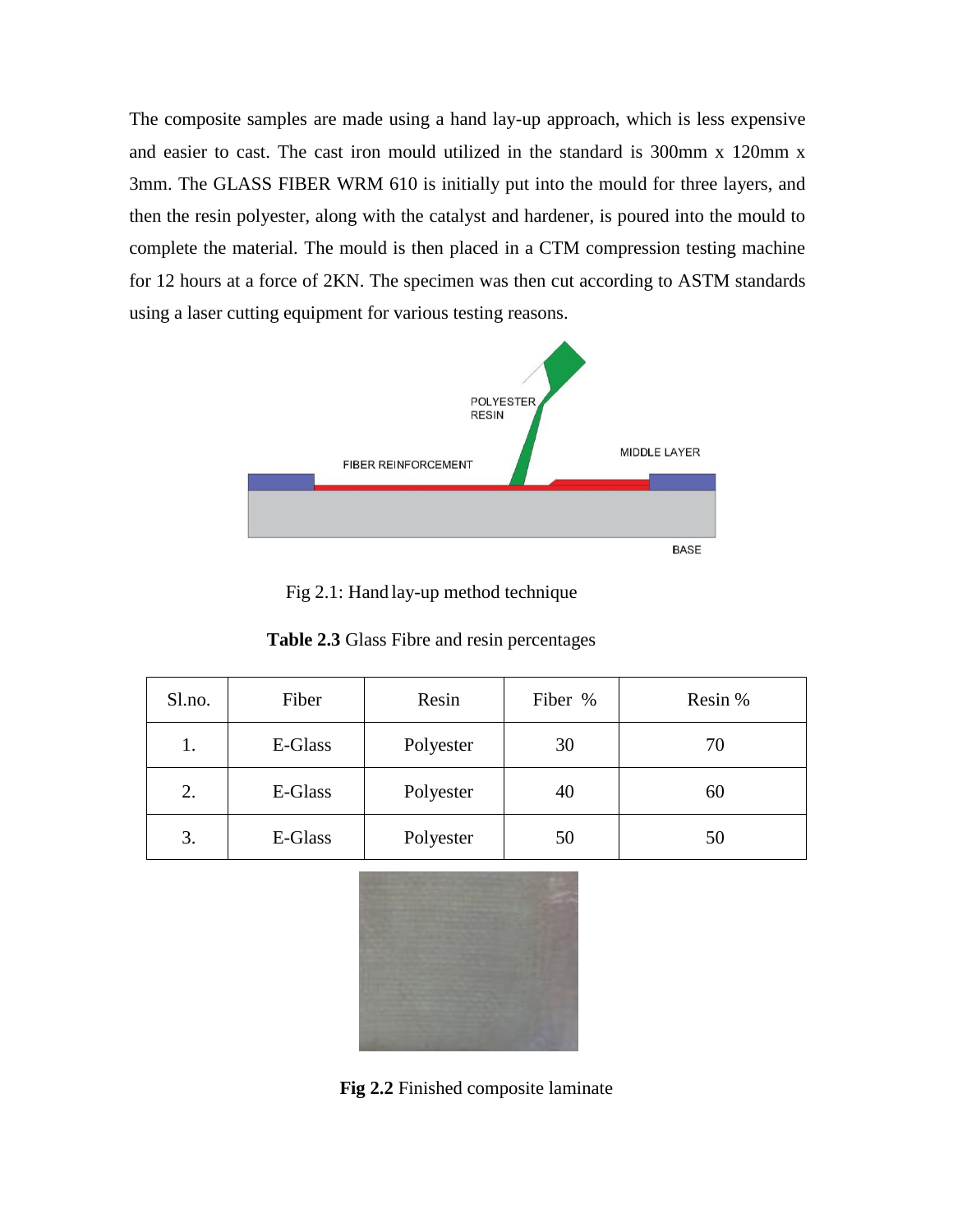The composite samples are made using a hand lay-up approach, which is less expensive and easier to cast. The cast iron mould utilized in the standard is 300mm x 120mm x 3mm. The GLASS FIBER WRM 610 is initially put into the mould for three layers, and then the resin polyester, along with the catalyst and hardener, is poured into the mould to complete the material. The mould is then placed in a CTM compression testing machine for 12 hours at a force of 2KN. The specimen was then cut according to ASTM standards using a laser cutting equipment for various testing reasons.

Fig 2.1: Hand lay-up method technique

**Table 2.3** Glass Fibre and resin percentages

| Sl.no. | Fiber | Resin | Fiber % | Resin % |
|---|---|---|---|---|
| 1. | E-Glass | Polyester | 30 | 70 |
| 2. | E-Glass | Polyester | 40 | 60 |
| 3. | E-Glass | Polyester | 50 | 50 |

**Fig 2.2** Finished composite laminate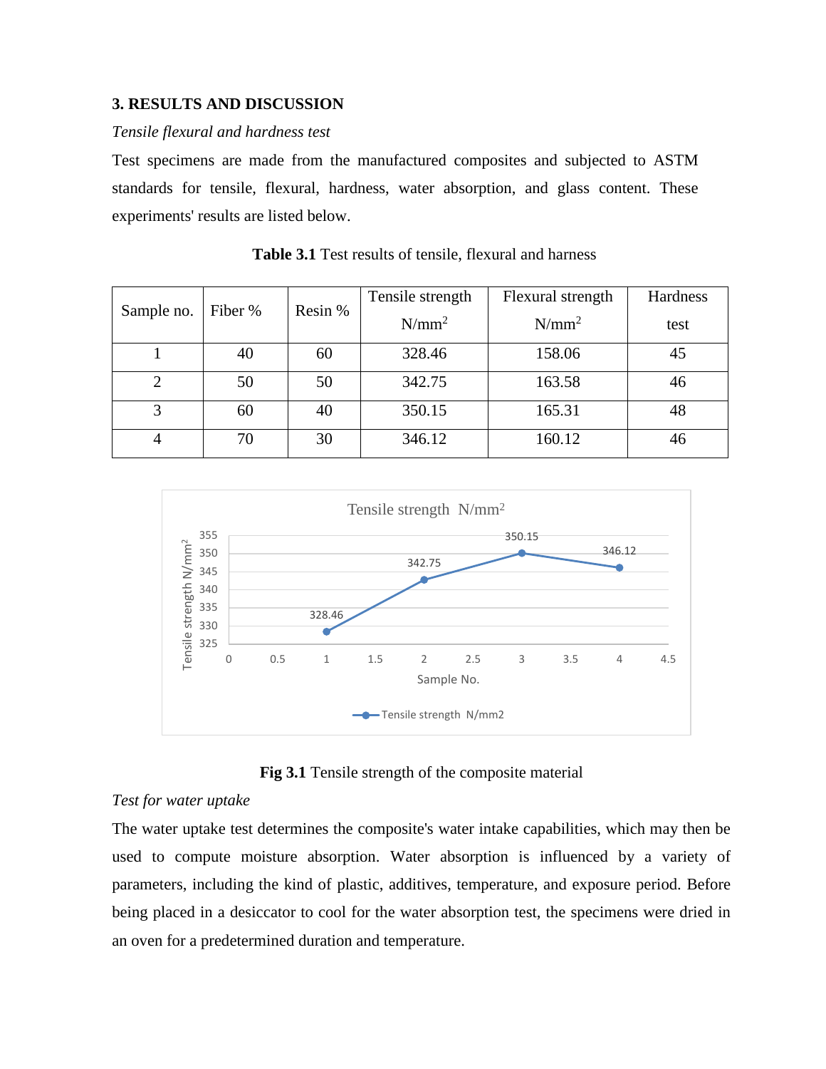### 3. RESULTS AND DISCUSSION

*Tensile flexural and hardness test*

Test specimens are made from the manufactured composites and subjected to ASTM standards for tensile, flexural, hardness, water absorption, and glass content. These experiments' results are listed below.

**Table 3.1** Test results of tensile, flexural and harness

| Sample no. | Fiber % | Resin % | Tensile strength N/mm$^2$ | Flexural strength N/mm$^2$ | Hardness test |
|---|---|---|---|---|---|
| 1 | 40 | 60 | 328.46 | 158.06 | 45 |
| 2 | 50 | 50 | 342.75 | 163.58 | 46 |
| 3 | 60 | 40 | 350.15 | 165.31 | 48 |
| 4 | 70 | 30 | 346.12 | 160.12 | 46 |

**Fig 3.1** Tensile strength of the composite material

*Test for water uptake*

The water uptake test determines the composite's water intake capabilities, which may then be used to compute moisture absorption. Water absorption is influenced by a variety of parameters, including the kind of plastic, additives, temperature, and exposure period. Before being placed in a desiccator to cool for the water absorption test, the specimens were dried in an oven for a predetermined duration and temperature.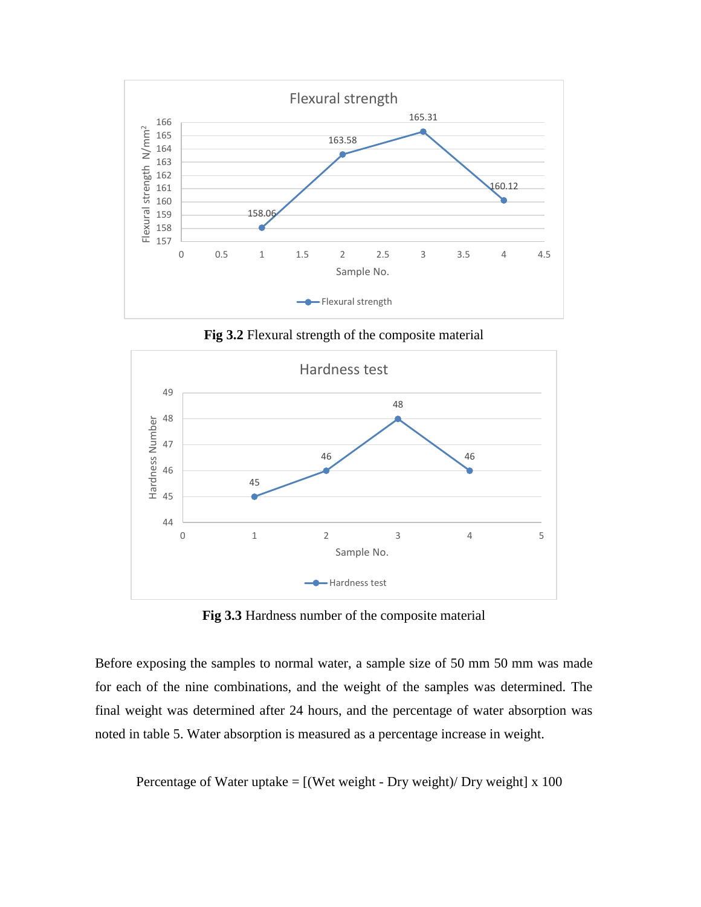**Fig 3.2** Flexural strength of the composite material

**Fig 3.3** Hardness number of the composite material

Before exposing the samples to normal water, a sample size of 50 mm 50 mm was made for each of the nine combinations, and the weight of the samples was determined. The final weight was determined after 24 hours, and the percentage of water absorption was noted in table 5. Water absorption is measured as a percentage increase in weight.

$$\text{Percentage of Water uptake} = [(\text{Wet weight} - \text{Dry weight}) / \text{Dry weight}] \times 100$$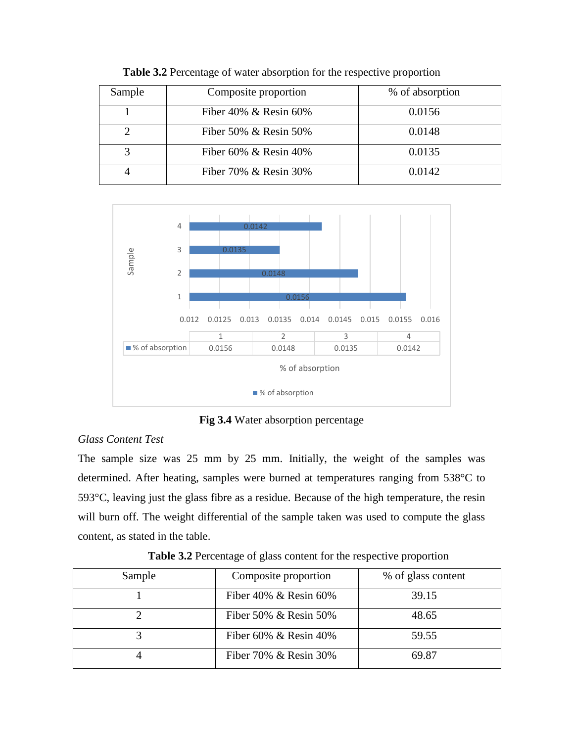**Table 3.2** Percentage of water absorption for the respective proportion

| Sample | Composite proportion | % of absorption |
|---|---|---|
| 1 | Fiber 40% & Resin 60% | 0.0156 |
| 2 | Fiber 50% & Resin 50% | 0.0148 |
| 3 | Fiber 60% & Resin 40% | 0.0135 |
| 4 | Fiber 70% & Resin 30% | 0.0142 |

**Fig 3.4** Water absorption percentage

*Glass Content Test*

The sample size was 25 mm by 25 mm. Initially, the weight of the samples was determined. After heating, samples were burned at temperatures ranging from 538°C to 593°C, leaving just the glass fibre as a residue. Because of the high temperature, the resin will burn off. The weight differential of the sample taken was used to compute the glass content, as stated in the table.

**Table 3.2** Percentage of glass content for the respective proportion

| Sample | Composite proportion | % of glass content |
|---|---|---|
| 1 | Fiber 40% & Resin 60% | 39.15 |
| 2 | Fiber 50% & Resin 50% | 48.65 |
| 3 | Fiber 60% & Resin 40% | 59.55 |
| 4 | Fiber 70% & Resin 30% | 69.87 |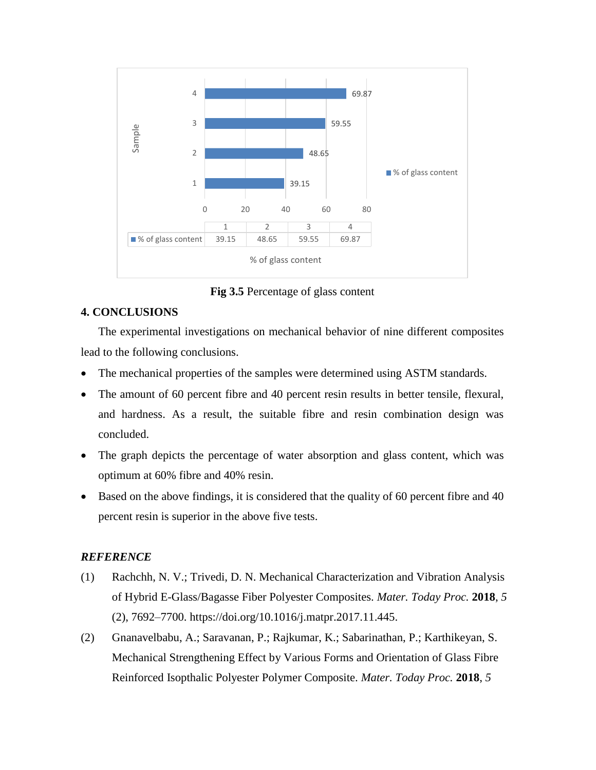| | 1 | 2 | 3 | 4 |
|---|---|---|---|---|
| % of glass content | 39.15 | 48.65 | 59.55 | 69.87 |

**Fig 3.5** Percentage of glass content

## 4. CONCLUSIONS

The experimental investigations on mechanical behavior of nine different composites lead to the following conclusions.

- The mechanical properties of the samples were determined using ASTM standards.
- The amount of 60 percent fibre and 40 percent resin results in better tensile, flexural, and hardness. As a result, the suitable fibre and resin combination design was concluded.
- The graph depicts the percentage of water absorption and glass content, which was optimum at 60% fibre and 40% resin.
- Based on the above findings, it is considered that the quality of 60 percent fibre and 40 percent resin is superior in the above five tests.

## *REFERENCE*

(1) Rachchh, N. V.; Trivedi, D. N. Mechanical Characterization and Vibration Analysis of Hybrid E-Glass/Bagasse Fiber Polyester Composites. *Mater. Today Proc.* **2018**, *5* (2), 7692–7700. https://doi.org/10.1016/j.matpr.2017.11.445.

(2) Gnanavelbabu, A.; Saravanan, P.; Rajkumar, K.; Sabarinathan, P.; Karthikeyan, S. Mechanical Strengthening Effect by Various Forms and Orientation of Glass Fibre Reinforced Isopthalic Polyester Polymer Composite. *Mater. Today Proc.* **2018**, *5*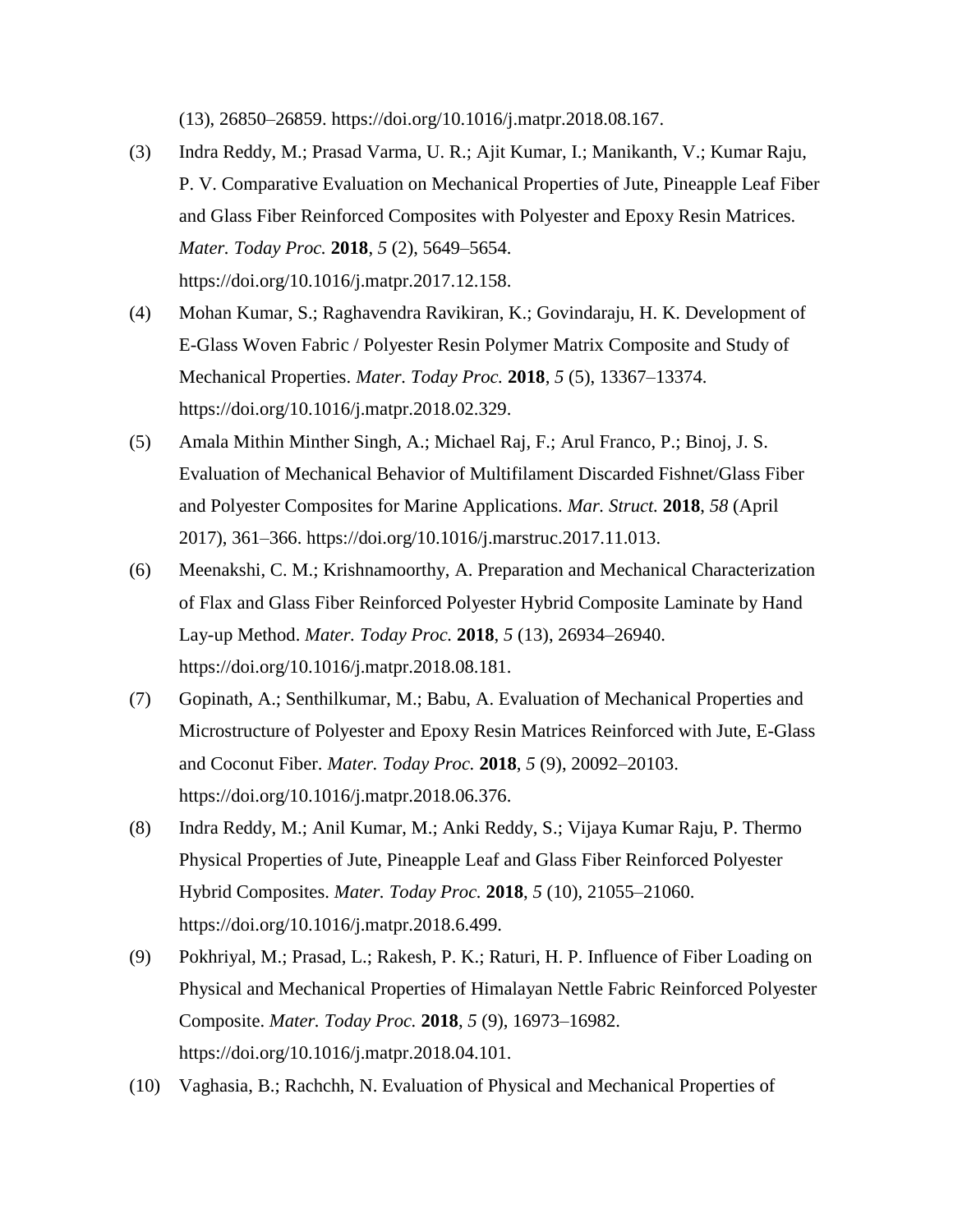(13), 26850–26859. https://doi.org/10.1016/j.matpr.2018.08.167.

(3) Indra Reddy, M.; Prasad Varma, U. R.; Ajit Kumar, I.; Manikanth, V.; Kumar Raju, P. V. Comparative Evaluation on Mechanical Properties of Jute, Pineapple Leaf Fiber and Glass Fiber Reinforced Composites with Polyester and Epoxy Resin Matrices. *Mater. Today Proc.* **2018**, *5* (2), 5649–5654. https://doi.org/10.1016/j.matpr.2017.12.158.

(4) Mohan Kumar, S.; Raghavendra Ravikiran, K.; Govindaraju, H. K. Development of E-Glass Woven Fabric / Polyester Resin Polymer Matrix Composite and Study of Mechanical Properties. *Mater. Today Proc.* **2018**, *5* (5), 13367–13374. https://doi.org/10.1016/j.matpr.2018.02.329.

(5) Amala Mithin Minther Singh, A.; Michael Raj, F.; Arul Franco, P.; Binoj, J. S. Evaluation of Mechanical Behavior of Multifilament Discarded Fishnet/Glass Fiber and Polyester Composites for Marine Applications. *Mar. Struct.* **2018**, *58* (April 2017), 361–366. https://doi.org/10.1016/j.marstruc.2017.11.013.

(6) Meenakshi, C. M.; Krishnamoorthy, A. Preparation and Mechanical Characterization of Flax and Glass Fiber Reinforced Polyester Hybrid Composite Laminate by Hand Lay-up Method. *Mater. Today Proc.* **2018**, *5* (13), 26934–26940. https://doi.org/10.1016/j.matpr.2018.08.181.

(7) Gopinath, A.; Senthilkumar, M.; Babu, A. Evaluation of Mechanical Properties and Microstructure of Polyester and Epoxy Resin Matrices Reinforced with Jute, E-Glass and Coconut Fiber. *Mater. Today Proc.* **2018**, *5* (9), 20092–20103. https://doi.org/10.1016/j.matpr.2018.06.376.

(8) Indra Reddy, M.; Anil Kumar, M.; Anki Reddy, S.; Vijaya Kumar Raju, P. Thermo Physical Properties of Jute, Pineapple Leaf and Glass Fiber Reinforced Polyester Hybrid Composites. *Mater. Today Proc.* **2018**, *5* (10), 21055–21060. https://doi.org/10.1016/j.matpr.2018.6.499.

(9) Pokhriyal, M.; Prasad, L.; Rakesh, P. K.; Raturi, H. P. Influence of Fiber Loading on Physical and Mechanical Properties of Himalayan Nettle Fabric Reinforced Polyester Composite. *Mater. Today Proc.* **2018**, *5* (9), 16973–16982. https://doi.org/10.1016/j.matpr.2018.04.101.

(10) Vaghasia, B.; Rachchh, N. Evaluation of Physical and Mechanical Properties of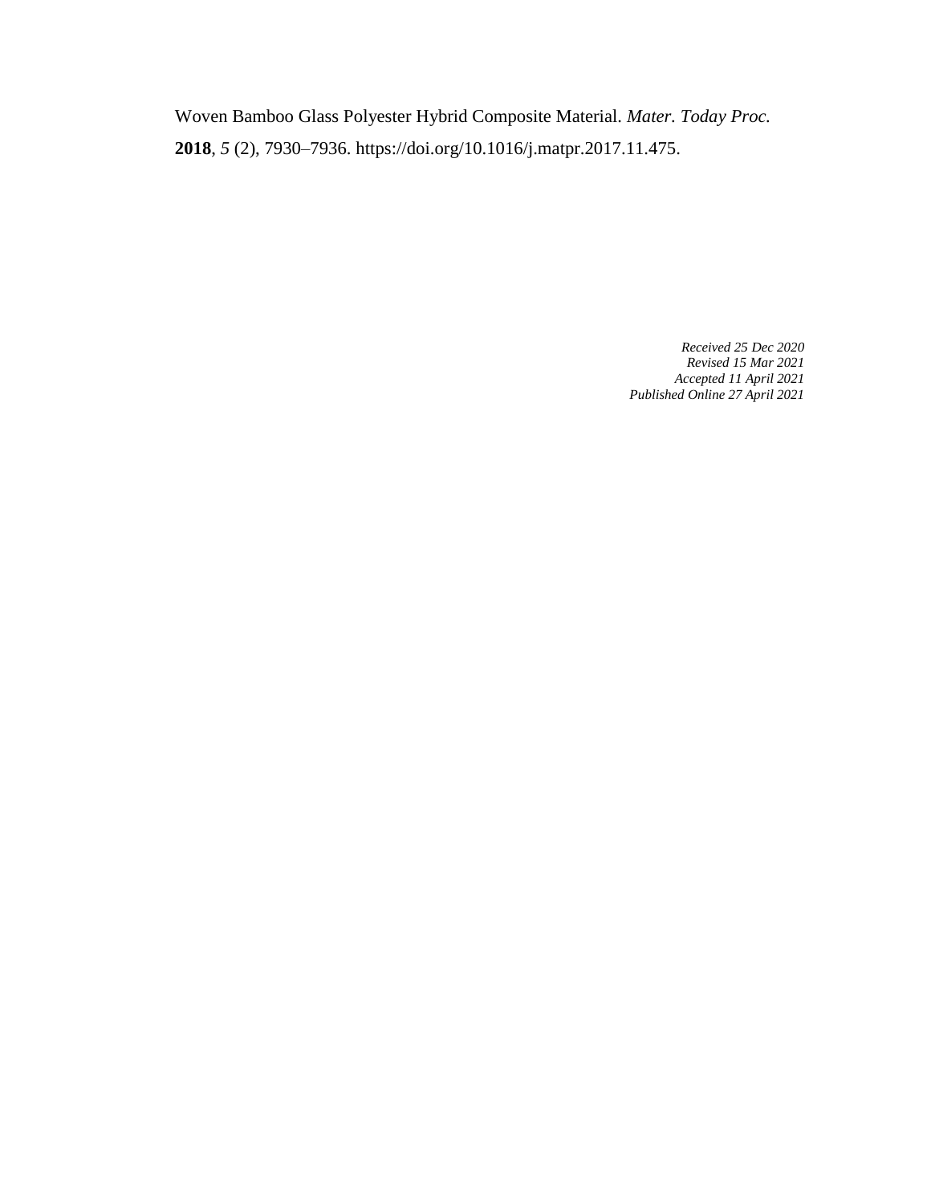Woven Bamboo Glass Polyester Hybrid Composite Material. *Mater. Today Proc.* **2018**, *5* (2), 7930–7936. https://doi.org/10.1016/j.matpr.2017.11.475.

*Received 25 Dec 2020*
*Revised 15 Mar 2021*
*Accepted 11 April 2021*
*Published Online 27 April 2021*